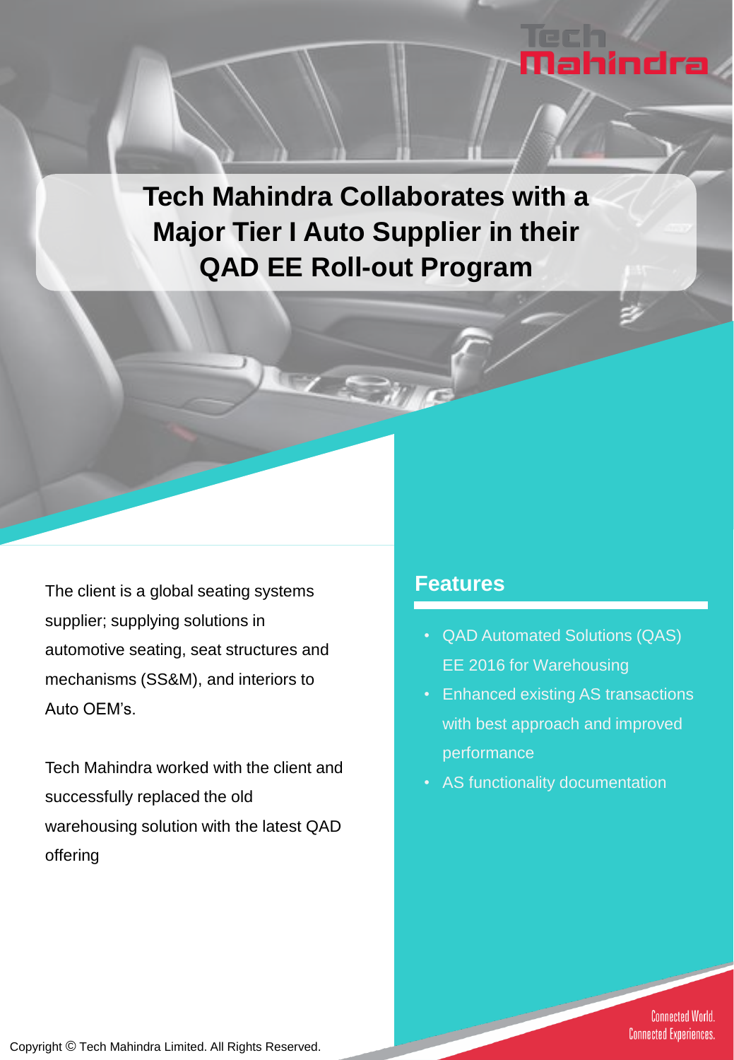# Tech Mahindra Collaborates with a Major Tier I Auto Supplier in their QAD EE Roll-out Program

The client is a global seating systems supplier; supplying solutions in automotive seating, seat structures and mechanisms (SS&M), and interiors to Auto OEM's.

Tech Mahindra worked with the client and successfully replaced the old warehousing solution with the latest QAD offering

## Features

- QAD Automated Solutions (QAS) EE 2016 for Warehousing
- Enhanced existing AS transactions with best approach and improved performance
- AS functionality documentation

Connected World. Connected Experiences.

Copyright © Tech Mahindra Limited. All Rights Reserved.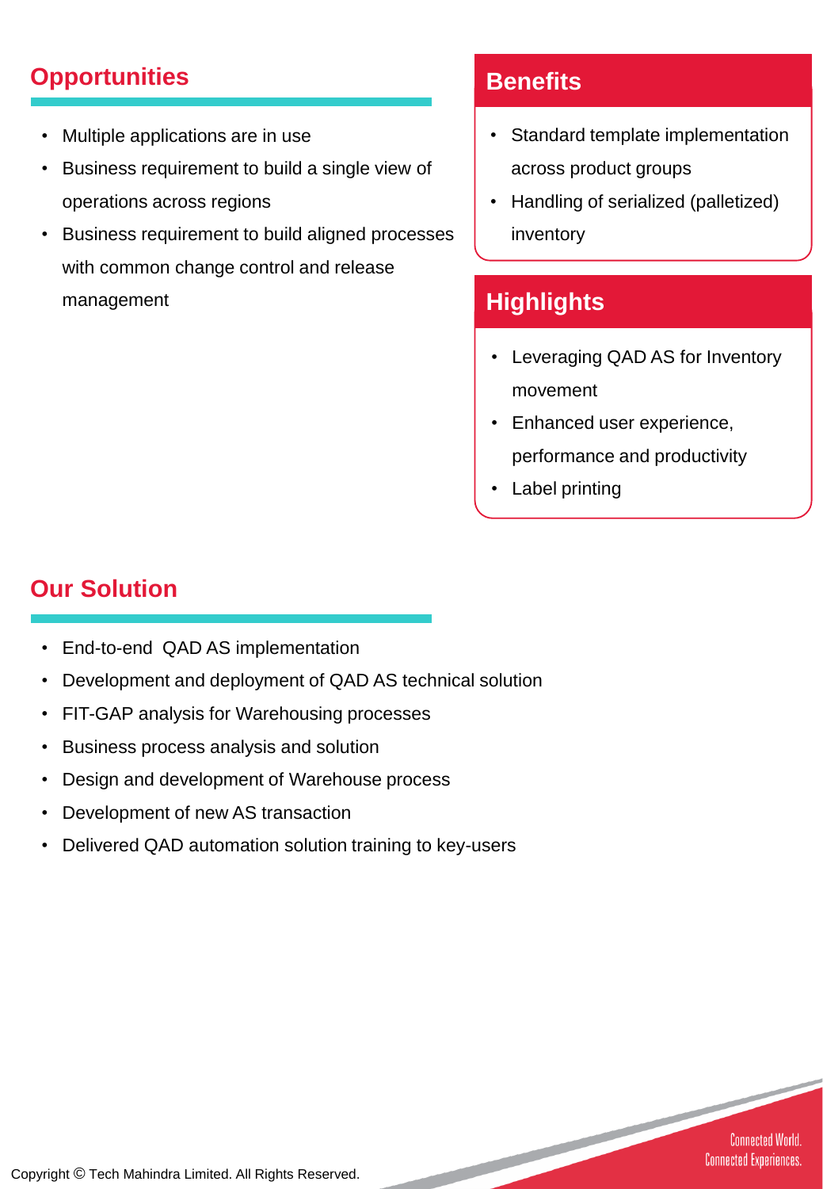## Opportunities

- Multiple applications are in use
- Business requirement to build a single view of operations across regions
- Business requirement to build aligned processes with common change control and release management

## Benefits

- Standard template implementation across product groups
- Handling of serialized (palletized) inventory

## Highlights

- Leveraging QAD AS for Inventory movement
- Enhanced user experience, performance and productivity
- Label printing

## Our Solution

- End-to-end QAD AS implementation
- Development and deployment of QAD AS technical solution
- FIT-GAP analysis for Warehousing processes
- Business process analysis and solution
- Design and development of Warehouse process
- Development of new AS transaction
- Delivered QAD automation solution training to key-users

Copyright © Tech Mahindra Limited. All Rights Reserved.

Connected World. Connected Experiences.